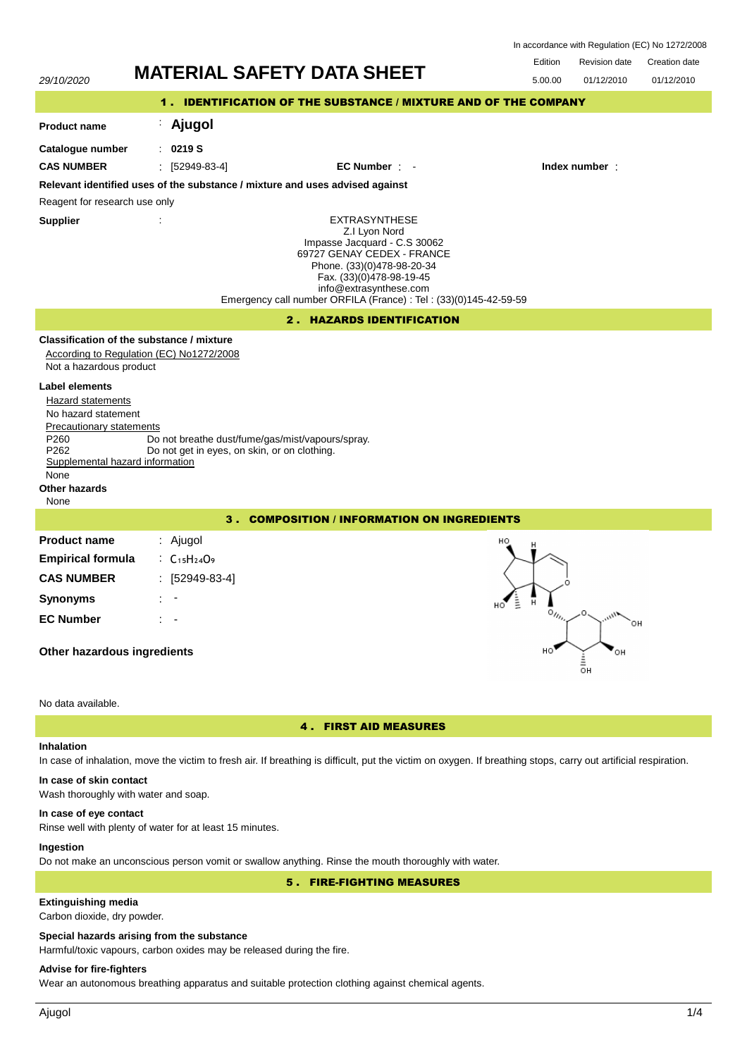In accordance with Regulation (EC) No 1272/2008

| 29/10/2020 | MATERIAL SAFETY DATA SHEET | Edition | Revision date | Creation date |
|---|---|---|---|---|
| | | 5.00.00 | 01/12/2010 | 01/12/2010 |

## 1 . IDENTIFICATION OF THE SUBSTANCE / MIXTURE AND OF THE COMPANY

**Product name** : **Ajugol**

**Catalogue number** : **0219 S**

**CAS NUMBER** : [52949-83-4] **EC Number** : - **Index number** :

**Relevant identified uses of the substance / mixture and uses advised against**

Reagent for research use only

**Supplier** :

EXTRASYNTHESE
Z.I Lyon Nord
Impasse Jacquard - C.S 30062
69727 GENAY CEDEX - FRANCE
Phone. (33)(0)478-98-20-34
Fax. (33)(0)478-98-19-45
info@extrasynthese.com
Emergency call number ORFILA (France) : Tel : (33)(0)145-42-59-59

## 2 . HAZARDS IDENTIFICATION

**Classification of the substance / mixture**

According to Regulation (EC) No1272/2008

Not a hazardous product

**Label elements**

Hazard statements

No hazard statement

Precautionary statements

P260 Do not breathe dust/fume/gas/mist/vapours/spray.
P262 Do not get in eyes, on skin, or on clothing.

Supplemental hazard information

None

**Other hazards**

None

## 3 . COMPOSITION / INFORMATION ON INGREDIENTS

**Product name** : Ajugol

**Empirical formula** : $C_{15}H_{24}O_9$

**CAS NUMBER** : [52949-83-4]

**Synonyms** : -

**EC Number** : -

**Other hazardous ingredients**

No data available.

## 4 . FIRST AID MEASURES

**Inhalation**

In case of inhalation, move the victim to fresh air. If breathing is difficult, put the victim on oxygen. If breathing stops, carry out artificial respiration.

**In case of skin contact**

Wash thoroughly with water and soap.

**In case of eye contact**

Rinse well with plenty of water for at least 15 minutes.

**Ingestion**

Do not make an unconscious person vomit or swallow anything. Rinse the mouth thoroughly with water.

## 5 . FIRE-FIGHTING MEASURES

**Extinguishing media**

Carbon dioxide, dry powder.

**Special hazards arising from the substance**

Harmful/toxic vapours, carbon oxides may be released during the fire.

**Advise for fire-fighters**

Wear an autonomous breathing apparatus and suitable protection clothing against chemical agents.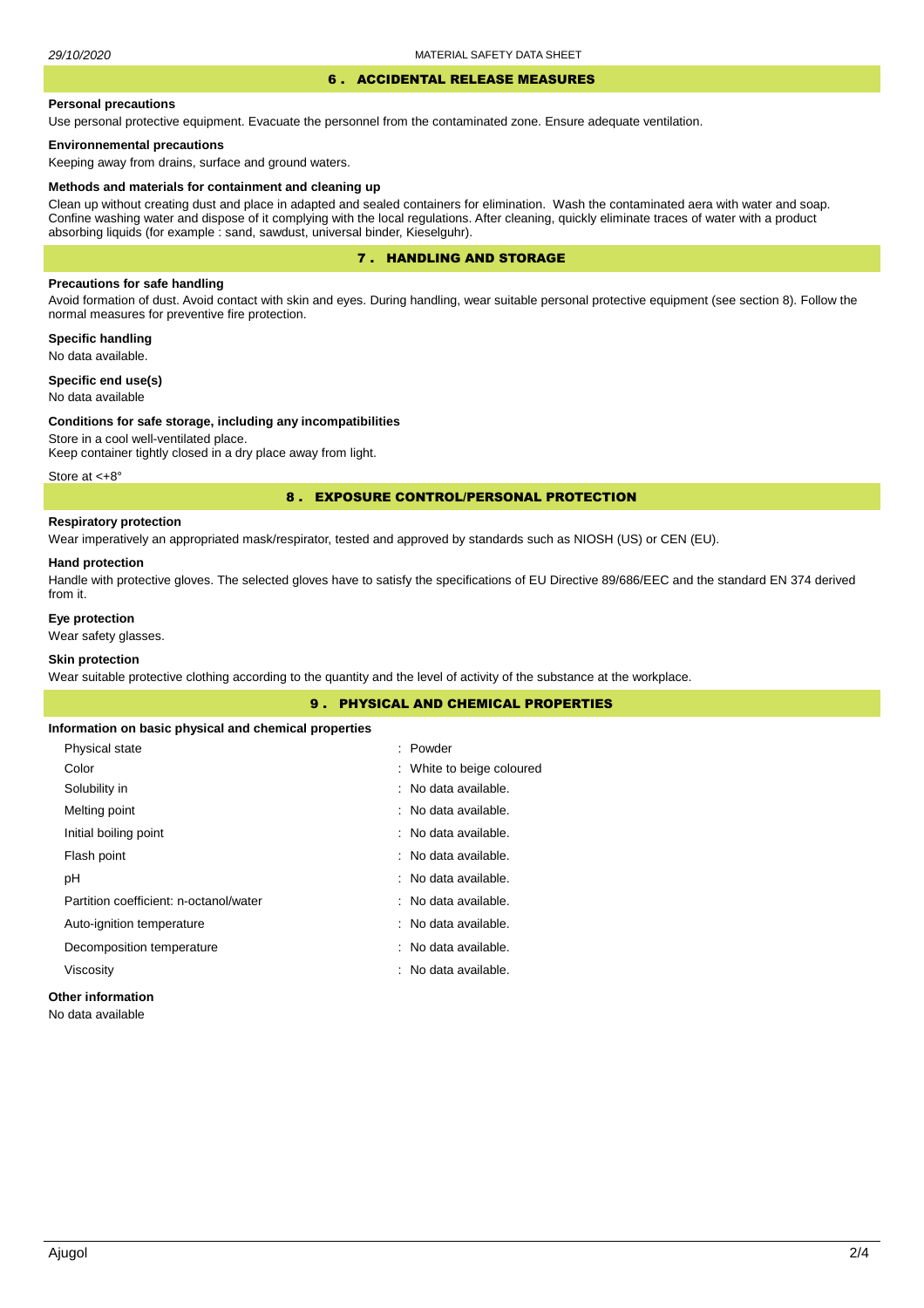## 6 . ACCIDENTAL RELEASE MEASURES

### Personal precautions

Use personal protective equipment. Evacuate the personnel from the contaminated zone. Ensure adequate ventilation.

### Environnemental precautions

Keeping away from drains, surface and ground waters.

### Methods and materials for containment and cleaning up

Clean up without creating dust and place in adapted and sealed containers for elimination. Wash the contaminated aera with water and soap. Confine washing water and dispose of it complying with the local regulations. After cleaning, quickly eliminate traces of water with a product absorbing liquids (for example : sand, sawdust, universal binder, Kieselguhr).

## 7 . HANDLING AND STORAGE

### Precautions for safe handling

Avoid formation of dust. Avoid contact with skin and eyes. During handling, wear suitable personal protective equipment (see section 8). Follow the normal measures for preventive fire protection.

### Specific handling

No data available.

### Specific end use(s)

No data available

### Conditions for safe storage, including any incompatibilities

Store in a cool well-ventilated place.
Keep container tightly closed in a dry place away from light.

Store at <+8°

## 8 . EXPOSURE CONTROL/PERSONAL PROTECTION

### Respiratory protection

Wear imperatively an appropriated mask/respirator, tested and approved by standards such as NIOSH (US) or CEN (EU).

### Hand protection

Handle with protective gloves. The selected gloves have to satisfy the specifications of EU Directive 89/686/EEC and the standard EN 374 derived from it.

### Eye protection

Wear safety glasses.

### Skin protection

Wear suitable protective clothing according to the quantity and the level of activity of the substance at the workplace.

## 9 . PHYSICAL AND CHEMICAL PROPERTIES

### Information on basic physical and chemical properties

| Property | Value |
|---|---|
| Physical state | : Powder |
| Color | : White to beige coloured |
| Solubility in | : No data available. |
| Melting point | : No data available. |
| Initial boiling point | : No data available. |
| Flash point | : No data available. |
| pH | : No data available. |
| Partition coefficient: n-octanol/water | : No data available. |
| Auto-ignition temperature | : No data available. |
| Decomposition temperature | : No data available. |
| Viscosity | : No data available. |

### Other information

No data available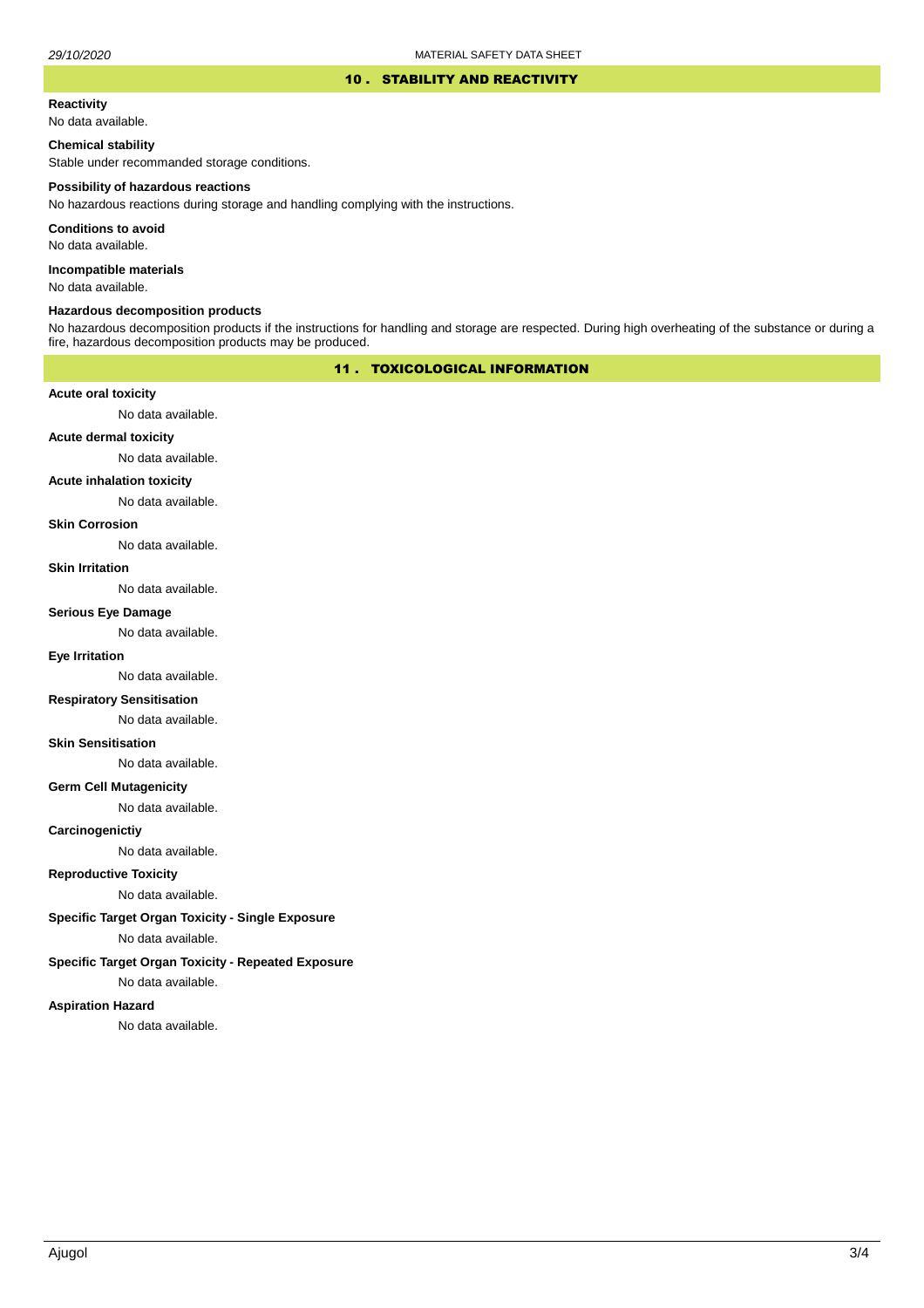## 10 . STABILITY AND REACTIVITY

**Reactivity**

No data available.

**Chemical stability**

Stable under recommanded storage conditions.

**Possibility of hazardous reactions**

No hazardous reactions during storage and handling complying with the instructions.

**Conditions to avoid**

No data available.

**Incompatible materials**

No data available.

**Hazardous decomposition products**

No hazardous decomposition products if the instructions for handling and storage are respected. During high overheating of the substance or during a fire, hazardous decomposition products may be produced.

## 11 . TOXICOLOGICAL INFORMATION

**Acute oral toxicity**

No data available.

**Acute dermal toxicity**

No data available.

**Acute inhalation toxicity**

No data available.

**Skin Corrosion**

No data available.

**Skin Irritation**

No data available.

**Serious Eye Damage**

No data available.

**Eye Irritation**

No data available.

**Respiratory Sensitisation**

No data available.

**Skin Sensitisation**

No data available.

**Germ Cell Mutagenicity**

No data available.

**Carcinogenictiy**

No data available.

**Reproductive Toxicity**

No data available.

**Specific Target Organ Toxicity - Single Exposure**

No data available.

**Specific Target Organ Toxicity - Repeated Exposure**

No data available.

**Aspiration Hazard**

No data available.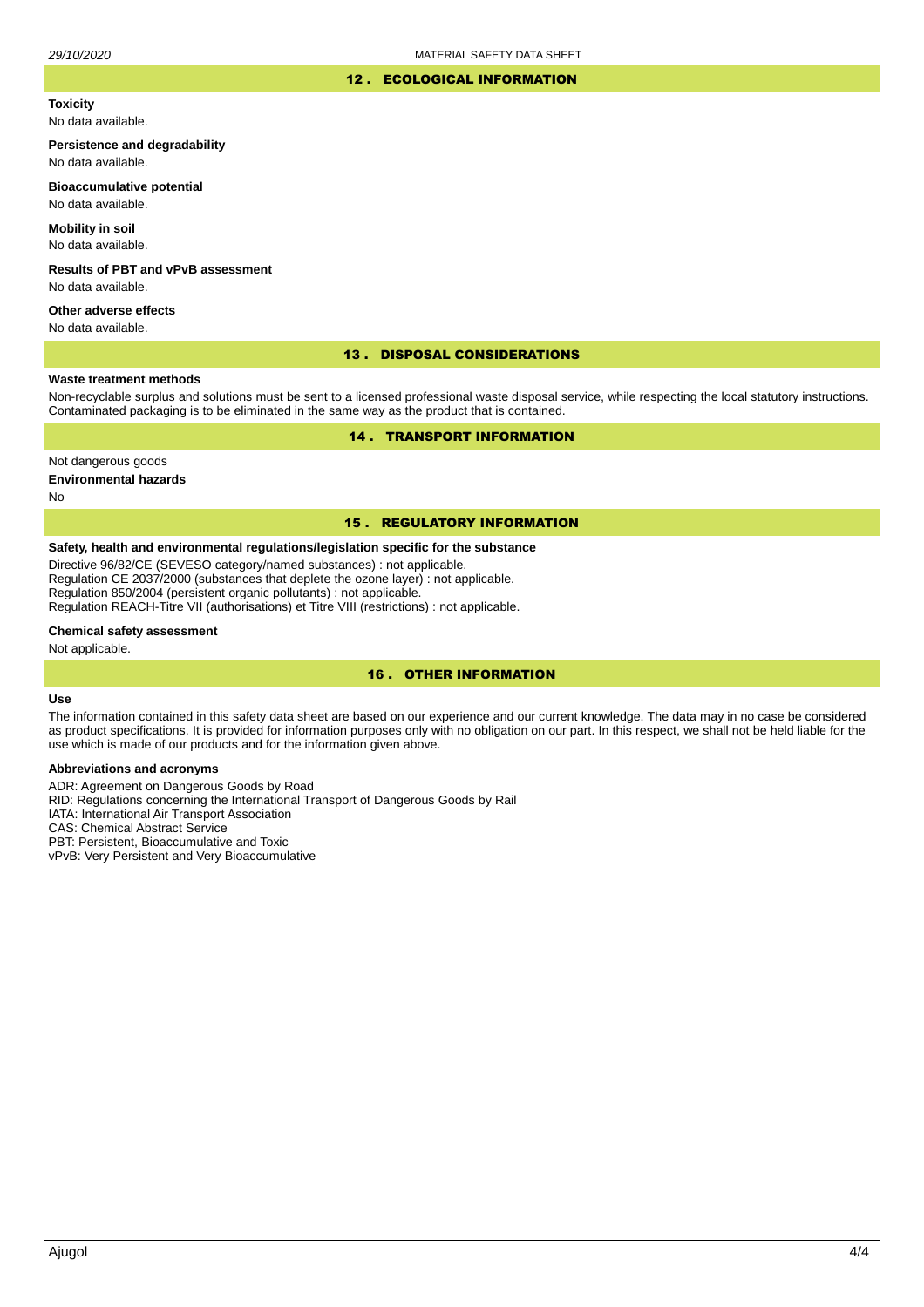## 12 . ECOLOGICAL INFORMATION

**Toxicity**
No data available.

**Persistence and degradability**
No data available.

**Bioaccumulative potential**
No data available.

**Mobility in soil**
No data available.

**Results of PBT and vPvB assessment**
No data available.

**Other adverse effects**
No data available.

## 13 . DISPOSAL CONSIDERATIONS

**Waste treatment methods**

Non-recyclable surplus and solutions must be sent to a licensed professional waste disposal service, while respecting the local statutory instructions. Contaminated packaging is to be eliminated in the same way as the product that is contained.

## 14 . TRANSPORT INFORMATION

Not dangerous goods

**Environmental hazards**

No

## 15 . REGULATORY INFORMATION

**Safety, health and environmental regulations/legislation specific for the substance**

Directive 96/82/CE (SEVESO category/named substances) : not applicable.
Regulation CE 2037/2000 (substances that deplete the ozone layer) : not applicable.
Regulation 850/2004 (persistent organic pollutants) : not applicable.
Regulation REACH-Titre VII (authorisations) et Titre VIII (restrictions) : not applicable.

**Chemical safety assessment**

Not applicable.

## 16 . OTHER INFORMATION

**Use**

The information contained in this safety data sheet are based on our experience and our current knowledge. The data may in no case be considered as product specifications. It is provided for information purposes only with no obligation on our part. In this respect, we shall not be held liable for the use which is made of our products and for the information given above.

**Abbreviations and acronyms**

ADR: Agreement on Dangerous Goods by Road
RID: Regulations concerning the International Transport of Dangerous Goods by Rail
IATA: International Air Transport Association
CAS: Chemical Abstract Service
PBT: Persistent, Bioaccumulative and Toxic
vPvB: Very Persistent and Very Bioaccumulative